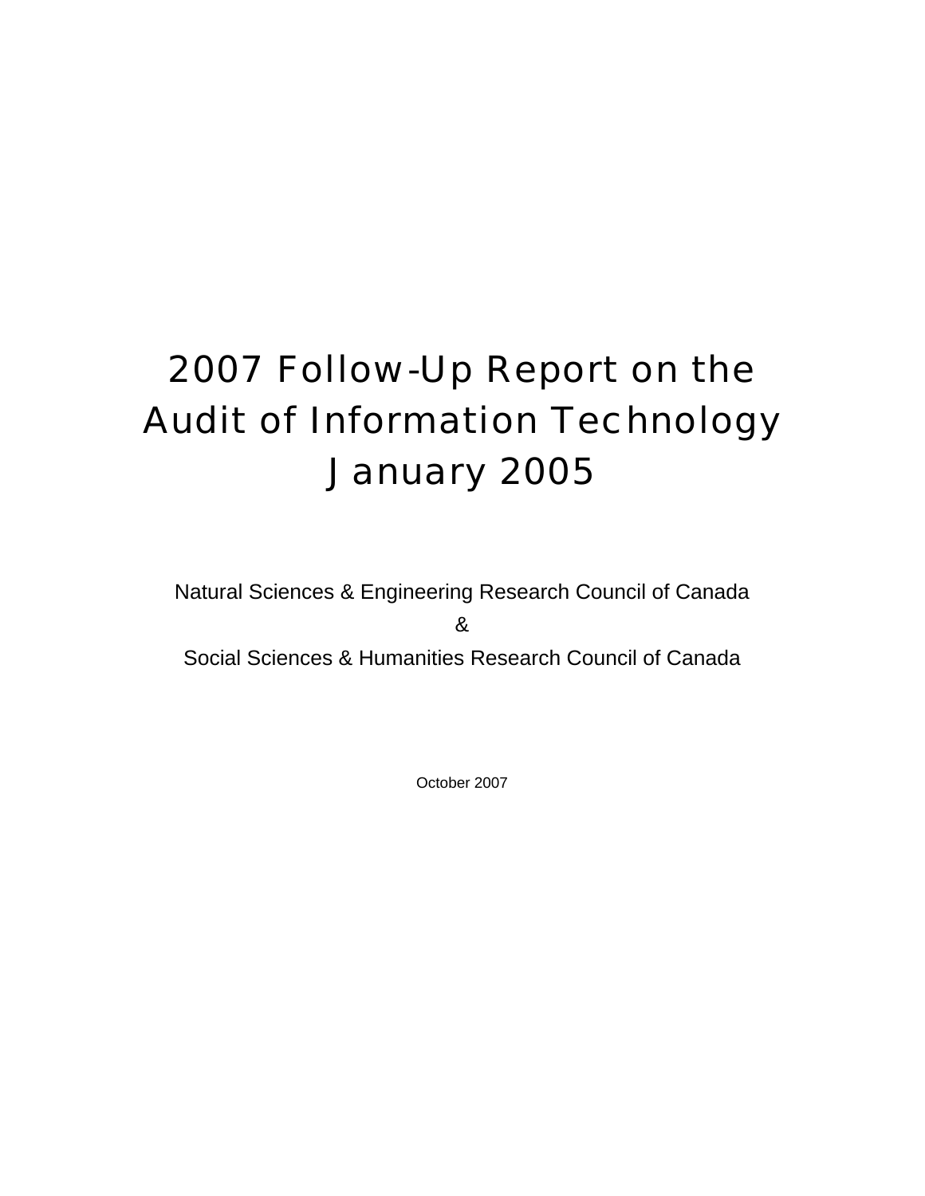# 2007 Follow-Up Report on the Audit of Information Technology January 2005

Natural Sciences & Engineering Research Council of Canada

&

Social Sciences & Humanities Research Council of Canada

October 2007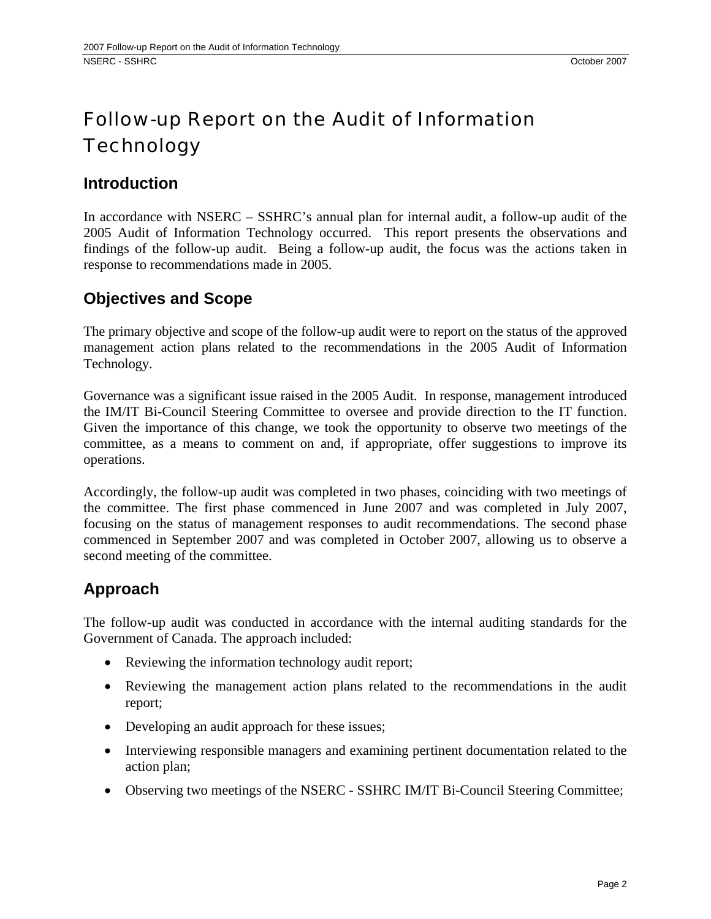# Follow-up Report on the Audit of Information Technology

## Introduction

In accordance with NSERC – SSHRC's annual plan for internal audit, a follow-up audit of the 2005 Audit of Information Technology occurred. This report presents the observations and findings of the follow-up audit. Being a follow-up audit, the focus was the actions taken in response to recommendations made in 2005.

## Objectives and Scope

The primary objective and scope of the follow-up audit were to report on the status of the approved management action plans related to the recommendations in the 2005 Audit of Information Technology.

Governance was a significant issue raised in the 2005 Audit. In response, management introduced the IM/IT Bi-Council Steering Committee to oversee and provide direction to the IT function. Given the importance of this change, we took the opportunity to observe two meetings of the committee, as a means to comment on and, if appropriate, offer suggestions to improve its operations.

Accordingly, the follow-up audit was completed in two phases, coinciding with two meetings of the committee. The first phase commenced in June 2007 and was completed in July 2007, focusing on the status of management responses to audit recommendations. The second phase commenced in September 2007 and was completed in October 2007, allowing us to observe a second meeting of the committee.

## Approach

The follow-up audit was conducted in accordance with the internal auditing standards for the Government of Canada. The approach included:

- Reviewing the information technology audit report;
- Reviewing the management action plans related to the recommendations in the audit report;
- Developing an audit approach for these issues;
- Interviewing responsible managers and examining pertinent documentation related to the action plan;
- Observing two meetings of the NSERC - SSHRC IM/IT Bi-Council Steering Committee;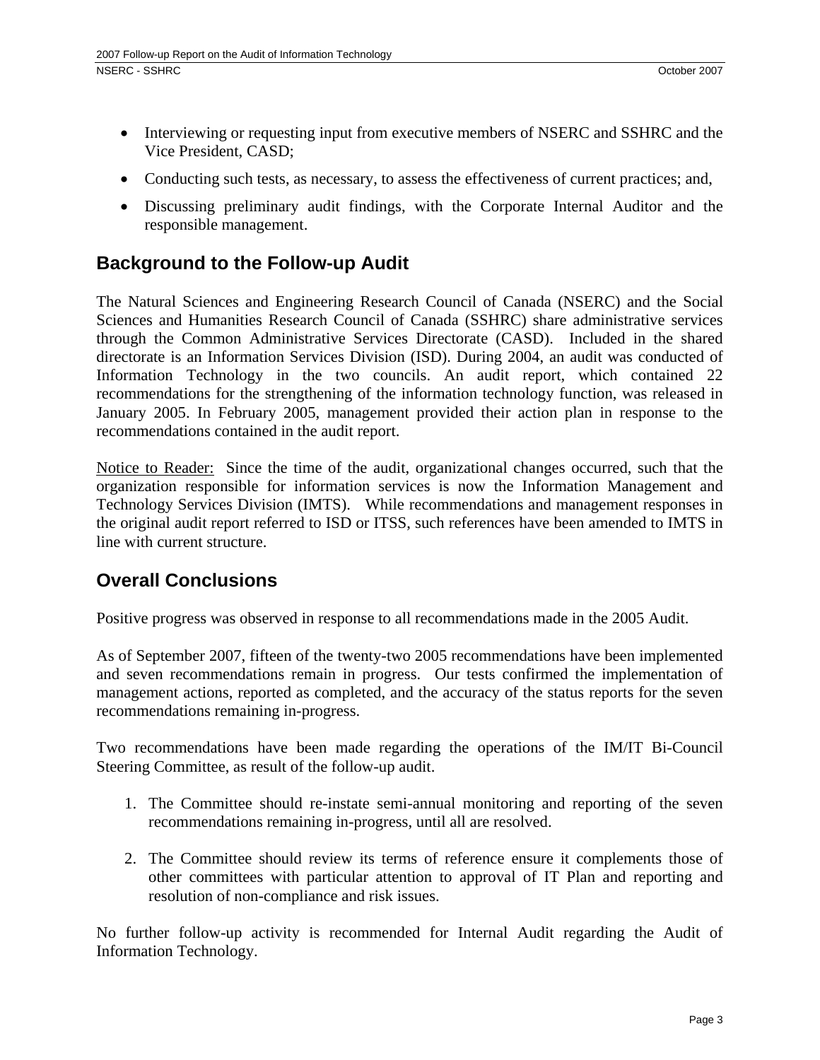- Interviewing or requesting input from executive members of NSERC and SSHRC and the Vice President, CASD;
- Conducting such tests, as necessary, to assess the effectiveness of current practices; and,
- Discussing preliminary audit findings, with the Corporate Internal Auditor and the responsible management.

## Background to the Follow-up Audit

The Natural Sciences and Engineering Research Council of Canada (NSERC) and the Social Sciences and Humanities Research Council of Canada (SSHRC) share administrative services through the Common Administrative Services Directorate (CASD). Included in the shared directorate is an Information Services Division (ISD). During 2004, an audit was conducted of Information Technology in the two councils. An audit report, which contained 22 recommendations for the strengthening of the information technology function, was released in January 2005. In February 2005, management provided their action plan in response to the recommendations contained in the audit report.

<u>Notice to Reader:</u> Since the time of the audit, organizational changes occurred, such that the organization responsible for information services is now the Information Management and Technology Services Division (IMTS). While recommendations and management responses in the original audit report referred to ISD or ITSS, such references have been amended to IMTS in line with current structure.

## Overall Conclusions

Positive progress was observed in response to all recommendations made in the 2005 Audit.

As of September 2007, fifteen of the twenty-two 2005 recommendations have been implemented and seven recommendations remain in progress. Our tests confirmed the implementation of management actions, reported as completed, and the accuracy of the status reports for the seven recommendations remaining in-progress.

Two recommendations have been made regarding the operations of the IM/IT Bi-Council Steering Committee, as result of the follow-up audit.

1. The Committee should re-instate semi-annual monitoring and reporting of the seven recommendations remaining in-progress, until all are resolved.

2. The Committee should review its terms of reference ensure it complements those of other committees with particular attention to approval of IT Plan and reporting and resolution of non-compliance and risk issues.

No further follow-up activity is recommended for Internal Audit regarding the Audit of Information Technology.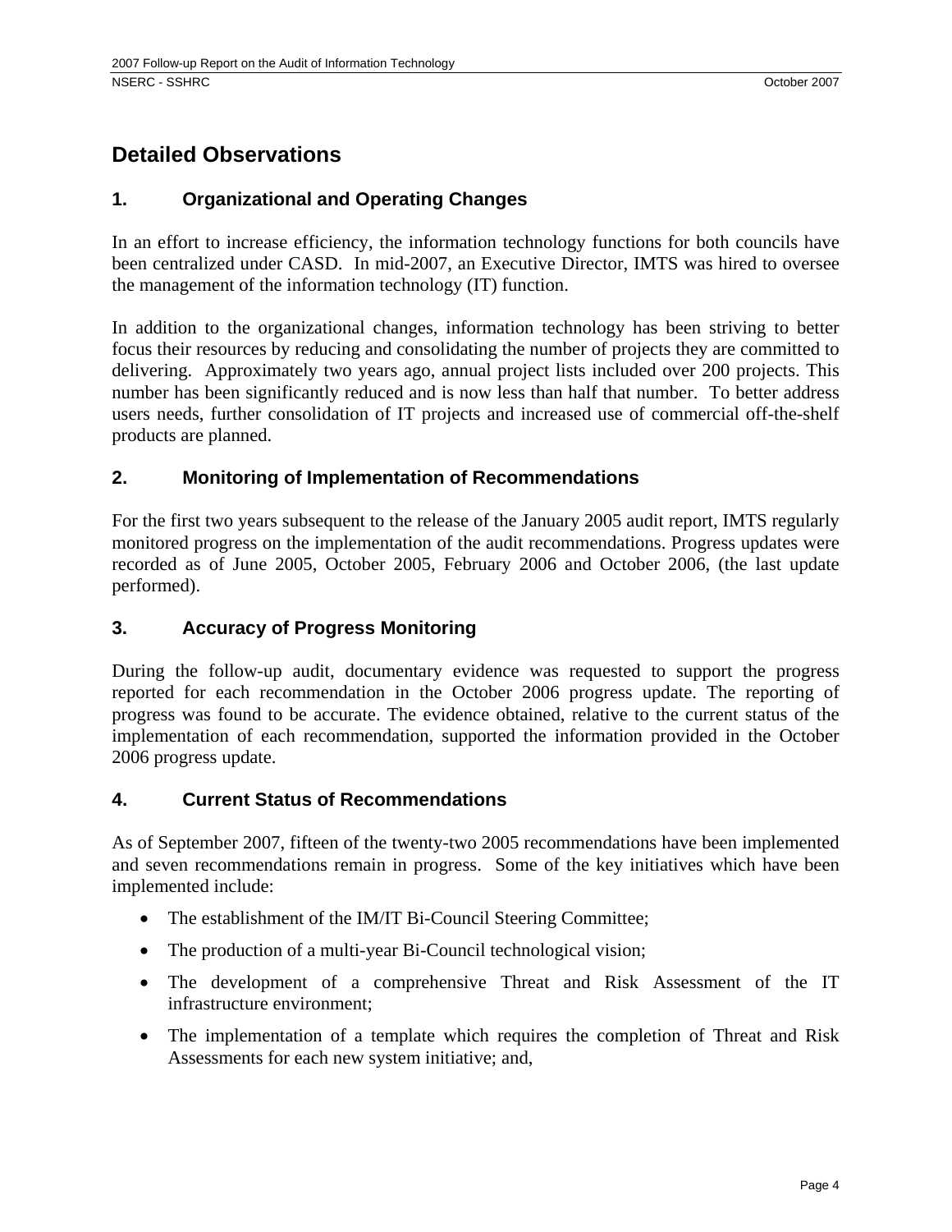# Detailed Observations

## 1. Organizational and Operating Changes

In an effort to increase efficiency, the information technology functions for both councils have been centralized under CASD. In mid-2007, an Executive Director, IMTS was hired to oversee the management of the information technology (IT) function.

In addition to the organizational changes, information technology has been striving to better focus their resources by reducing and consolidating the number of projects they are committed to delivering. Approximately two years ago, annual project lists included over 200 projects. This number has been significantly reduced and is now less than half that number. To better address users needs, further consolidation of IT projects and increased use of commercial off-the-shelf products are planned.

## 2. Monitoring of Implementation of Recommendations

For the first two years subsequent to the release of the January 2005 audit report, IMTS regularly monitored progress on the implementation of the audit recommendations. Progress updates were recorded as of June 2005, October 2005, February 2006 and October 2006, (the last update performed).

## 3. Accuracy of Progress Monitoring

During the follow-up audit, documentary evidence was requested to support the progress reported for each recommendation in the October 2006 progress update. The reporting of progress was found to be accurate. The evidence obtained, relative to the current status of the implementation of each recommendation, supported the information provided in the October 2006 progress update.

## 4. Current Status of Recommendations

As of September 2007, fifteen of the twenty-two 2005 recommendations have been implemented and seven recommendations remain in progress. Some of the key initiatives which have been implemented include:

- The establishment of the IM/IT Bi-Council Steering Committee;
- The production of a multi-year Bi-Council technological vision;
- The development of a comprehensive Threat and Risk Assessment of the IT infrastructure environment;
- The implementation of a template which requires the completion of Threat and Risk Assessments for each new system initiative; and,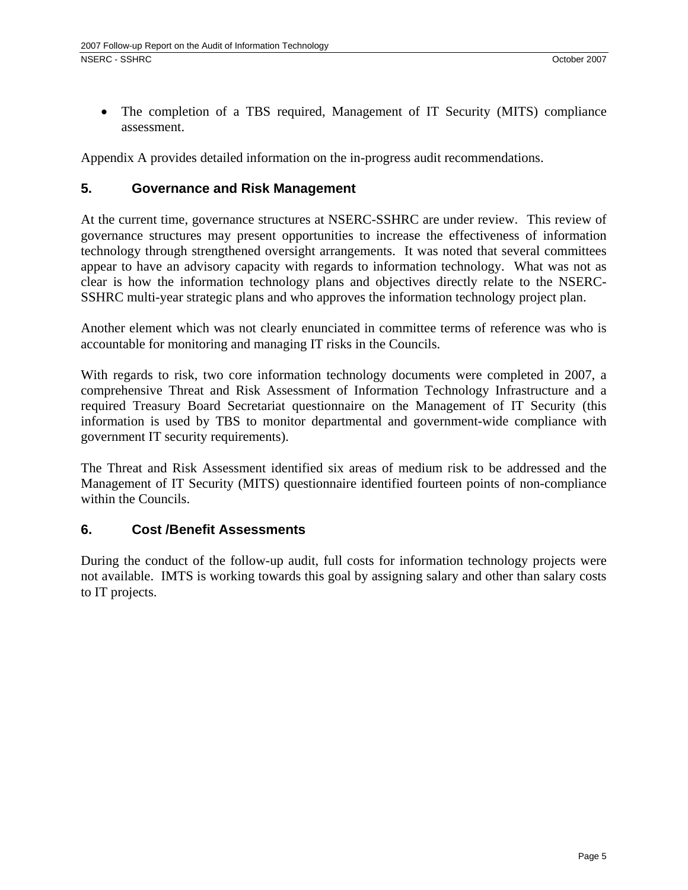- The completion of a TBS required, Management of IT Security (MITS) compliance assessment.

Appendix A provides detailed information on the in-progress audit recommendations.

## 5. Governance and Risk Management

At the current time, governance structures at NSERC-SSHRC are under review. This review of governance structures may present opportunities to increase the effectiveness of information technology through strengthened oversight arrangements. It was noted that several committees appear to have an advisory capacity with regards to information technology. What was not as clear is how the information technology plans and objectives directly relate to the NSERC-SSHRC multi-year strategic plans and who approves the information technology project plan.

Another element which was not clearly enunciated in committee terms of reference was who is accountable for monitoring and managing IT risks in the Councils.

With regards to risk, two core information technology documents were completed in 2007, a comprehensive Threat and Risk Assessment of Information Technology Infrastructure and a required Treasury Board Secretariat questionnaire on the Management of IT Security (this information is used by TBS to monitor departmental and government-wide compliance with government IT security requirements).

The Threat and Risk Assessment identified six areas of medium risk to be addressed and the Management of IT Security (MITS) questionnaire identified fourteen points of non-compliance within the Councils.

## 6. Cost /Benefit Assessments

During the conduct of the follow-up audit, full costs for information technology projects were not available. IMTS is working towards this goal by assigning salary and other than salary costs to IT projects.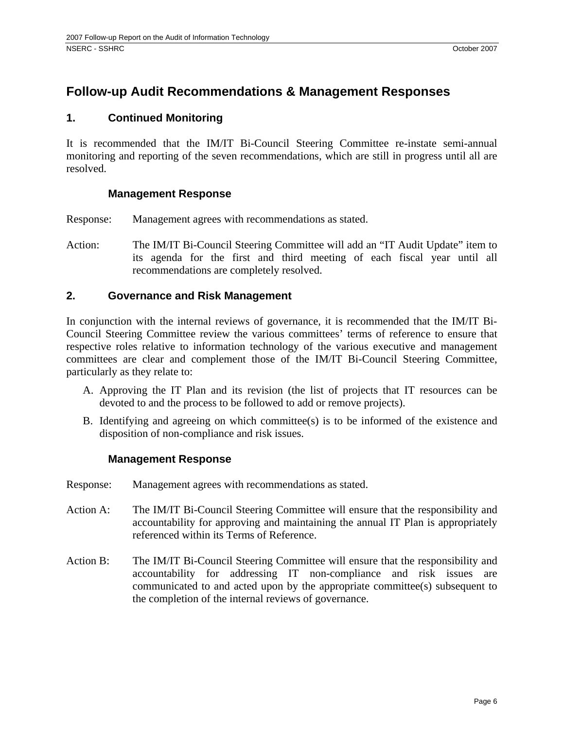## Follow-up Audit Recommendations & Management Responses

### 1. Continued Monitoring

It is recommended that the IM/IT Bi-Council Steering Committee re-instate semi-annual monitoring and reporting of the seven recommendations, which are still in progress until all are resolved.

#### Management Response

Response: Management agrees with recommendations as stated.

Action: The IM/IT Bi-Council Steering Committee will add an "IT Audit Update" item to its agenda for the first and third meeting of each fiscal year until all recommendations are completely resolved.

### 2. Governance and Risk Management

In conjunction with the internal reviews of governance, it is recommended that the IM/IT Bi-Council Steering Committee review the various committees' terms of reference to ensure that respective roles relative to information technology of the various executive and management committees are clear and complement those of the IM/IT Bi-Council Steering Committee, particularly as they relate to:

A. Approving the IT Plan and its revision (the list of projects that IT resources can be devoted to and the process to be followed to add or remove projects).

B. Identifying and agreeing on which committee(s) is to be informed of the existence and disposition of non-compliance and risk issues.

#### Management Response

Response: Management agrees with recommendations as stated.

Action A: The IM/IT Bi-Council Steering Committee will ensure that the responsibility and accountability for approving and maintaining the annual IT Plan is appropriately referenced within its Terms of Reference.

Action B: The IM/IT Bi-Council Steering Committee will ensure that the responsibility and accountability for addressing IT non-compliance and risk issues are communicated to and acted upon by the appropriate committee(s) subsequent to the completion of the internal reviews of governance.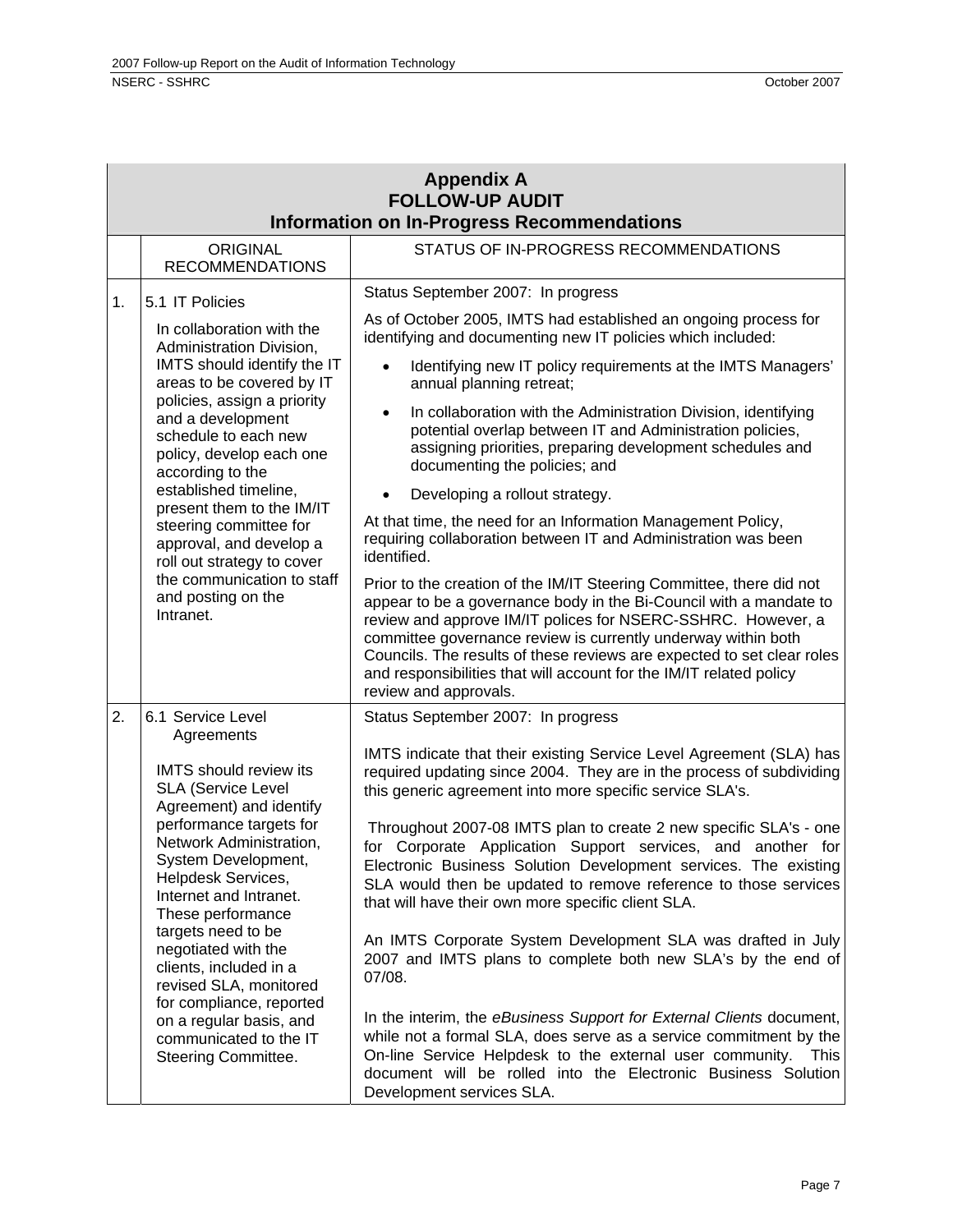## Appendix A
## FOLLOW-UP AUDIT
## Information on In-Progress Recommendations

| | ORIGINAL RECOMMENDATIONS | STATUS OF IN-PROGRESS RECOMMENDATIONS |
|---|---|---|
| 1. | 5.1 IT Policies<br><br>In collaboration with the Administration Division, IMTS should identify the IT areas to be covered by IT policies, assign a priority and a development schedule to each new policy, develop each one according to the established timeline, present them to the IM/IT steering committee for approval, and develop a roll out strategy to cover the communication to staff and posting on the Intranet. | Status September 2007: In progress<br><br>As of October 2005, IMTS had established an ongoing process for identifying and documenting new IT policies which included:<br><br>• Identifying new IT policy requirements at the IMTS Managers' annual planning retreat;<br>• In collaboration with the Administration Division, identifying potential overlap between IT and Administration policies, assigning priorities, preparing development schedules and documenting the policies; and<br>• Developing a rollout strategy.<br><br>At that time, the need for an Information Management Policy, requiring collaboration between IT and Administration was been identified.<br><br>Prior to the creation of the IM/IT Steering Committee, there did not appear to be a governance body in the Bi-Council with a mandate to review and approve IM/IT polices for NSERC-SSHRC. However, a committee governance review is currently underway within both Councils. The results of these reviews are expected to set clear roles and responsibilities that will account for the IM/IT related policy review and approvals. |
| 2. | 6.1 Service Level Agreements<br><br>IMTS should review its SLA (Service Level Agreement) and identify performance targets for Network Administration, System Development, Helpdesk Services, Internet and Intranet. These performance targets need to be negotiated with the clients, included in a revised SLA, monitored for compliance, reported on a regular basis, and communicated to the IT Steering Committee. | Status September 2007: In progress<br><br>IMTS indicate that their existing Service Level Agreement (SLA) has required updating since 2004. They are in the process of subdividing this generic agreement into more specific service SLA's.<br><br>Throughout 2007-08 IMTS plan to create 2 new specific SLA's - one for Corporate Application Support services, and another for Electronic Business Solution Development services. The existing SLA would then be updated to remove reference to those services that will have their own more specific client SLA.<br><br>An IMTS Corporate System Development SLA was drafted in July 2007 and IMTS plans to complete both new SLA's by the end of 07/08.<br><br>In the interim, the *eBusiness Support for External Clients* document, while not a formal SLA, does serve as a service commitment by the On-line Service Helpdesk to the external user community. This document will be rolled into the Electronic Business Solution Development services SLA. |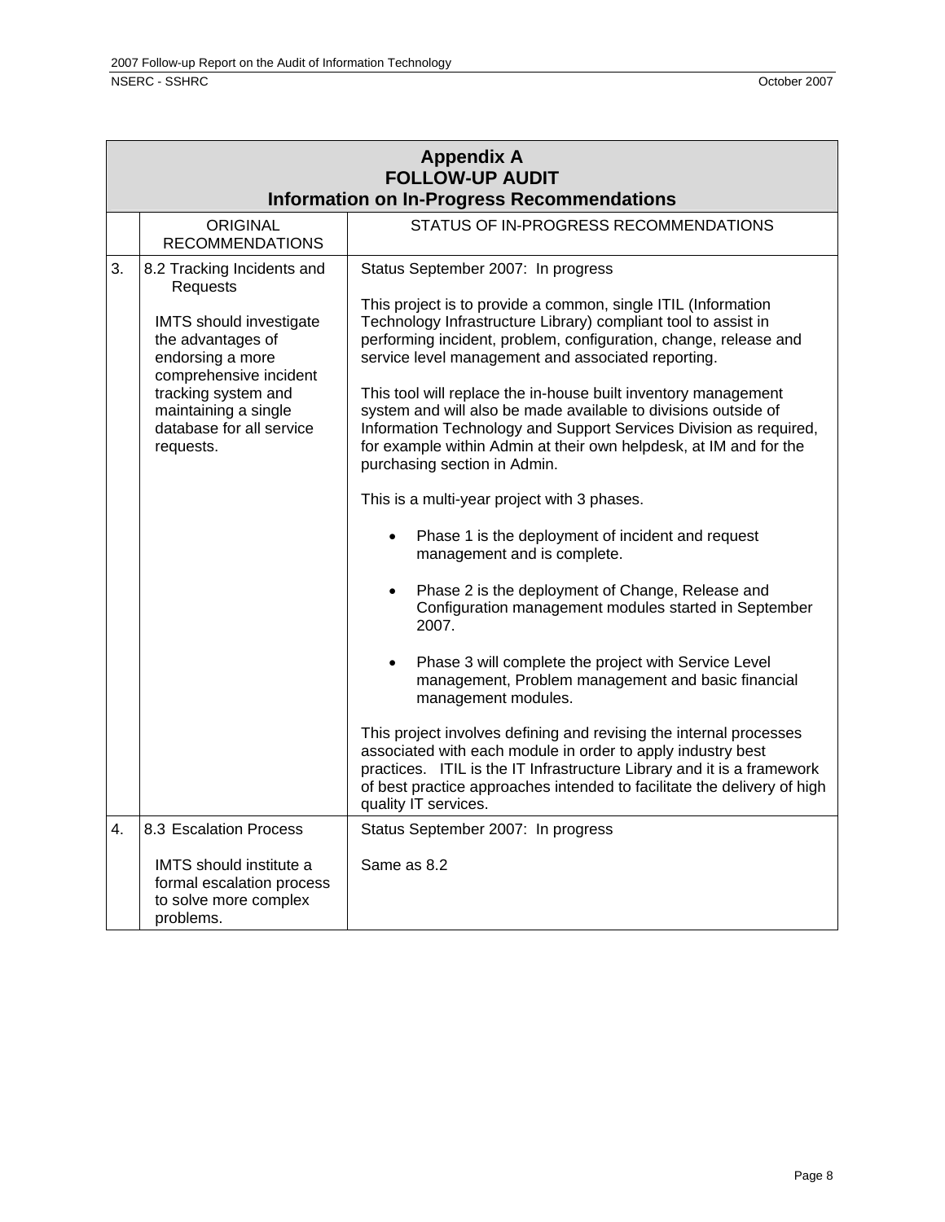## Appendix A
## FOLLOW-UP AUDIT
## Information on In-Progress Recommendations

| | ORIGINAL RECOMMENDATIONS | STATUS OF IN-PROGRESS RECOMMENDATIONS |
|---|---|---|
| 3. | 8.2 Tracking Incidents and Requests<br><br>IMTS should investigate the advantages of endorsing a more comprehensive incident tracking system and maintaining a single database for all service requests. | Status September 2007: In progress<br><br>This project is to provide a common, single ITIL (Information Technology Infrastructure Library) compliant tool to assist in performing incident, problem, configuration, change, release and service level management and associated reporting.<br><br>This tool will replace the in-house built inventory management system and will also be made available to divisions outside of Information Technology and Support Services Division as required, for example within Admin at their own helpdesk, at IM and for the purchasing section in Admin.<br><br>This is a multi-year project with 3 phases.<br><br>• Phase 1 is the deployment of incident and request management and is complete.<br><br>• Phase 2 is the deployment of Change, Release and Configuration management modules started in September 2007.<br><br>• Phase 3 will complete the project with Service Level management, Problem management and basic financial management modules.<br><br>This project involves defining and revising the internal processes associated with each module in order to apply industry best practices. ITIL is the IT Infrastructure Library and it is a framework of best practice approaches intended to facilitate the delivery of high quality IT services. |
| 4. | 8.3 Escalation Process<br><br>IMTS should institute a formal escalation process to solve more complex problems. | Status September 2007: In progress<br><br>Same as 8.2 |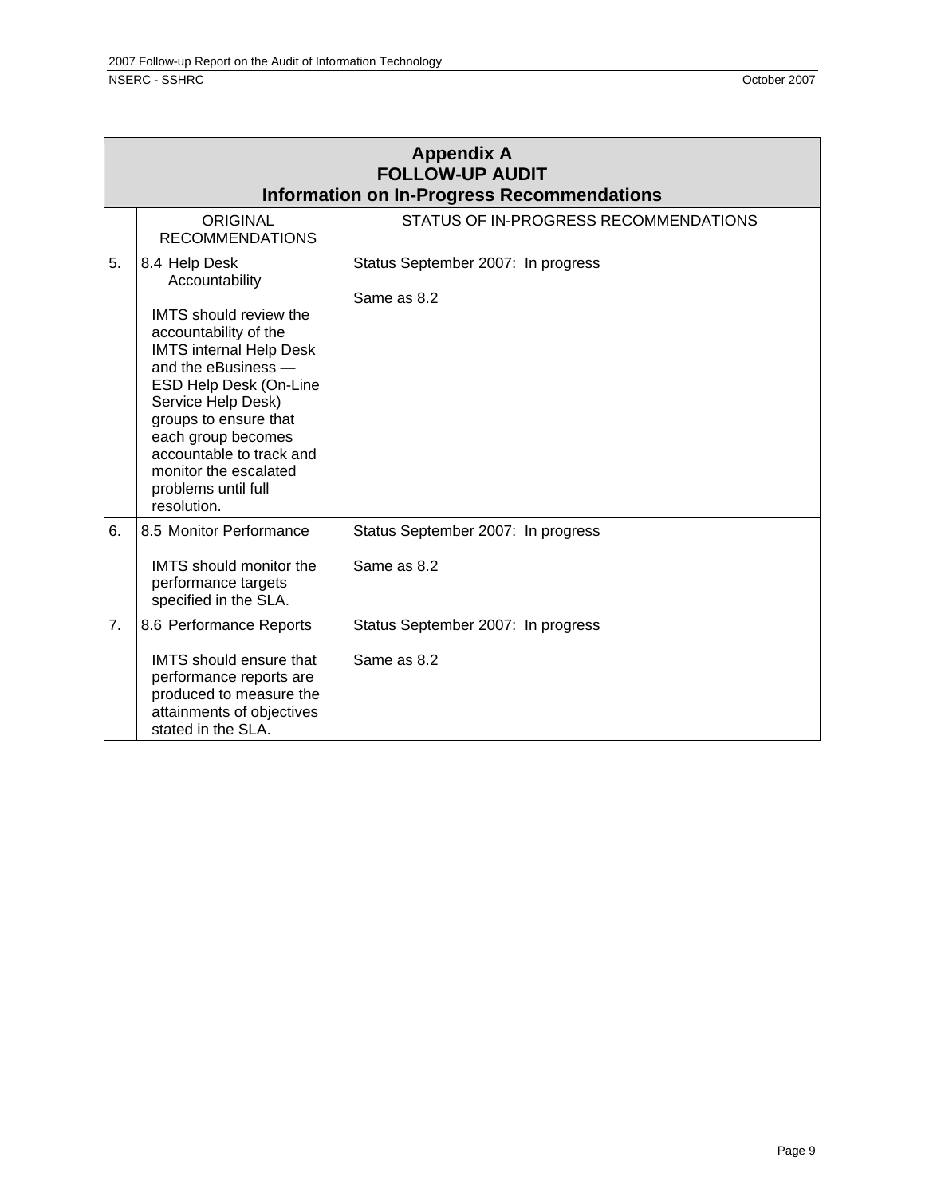## Appendix A
## FOLLOW-UP AUDIT
## Information on In-Progress Recommendations

| | ORIGINAL RECOMMENDATIONS | STATUS OF IN-PROGRESS RECOMMENDATIONS |
|---|---|---|
| 5. | 8.4 Help Desk Accountability<br><br>IMTS should review the accountability of the IMTS internal Help Desk and the eBusiness — ESD Help Desk (On-Line Service Help Desk) groups to ensure that each group becomes accountable to track and monitor the escalated problems until full resolution. | Status September 2007: In progress<br><br>Same as 8.2 |
| 6. | 8.5 Monitor Performance<br><br>IMTS should monitor the performance targets specified in the SLA. | Status September 2007: In progress<br><br>Same as 8.2 |
| 7. | 8.6 Performance Reports<br><br>IMTS should ensure that performance reports are produced to measure the attainments of objectives stated in the SLA. | Status September 2007: In progress<br><br>Same as 8.2 |